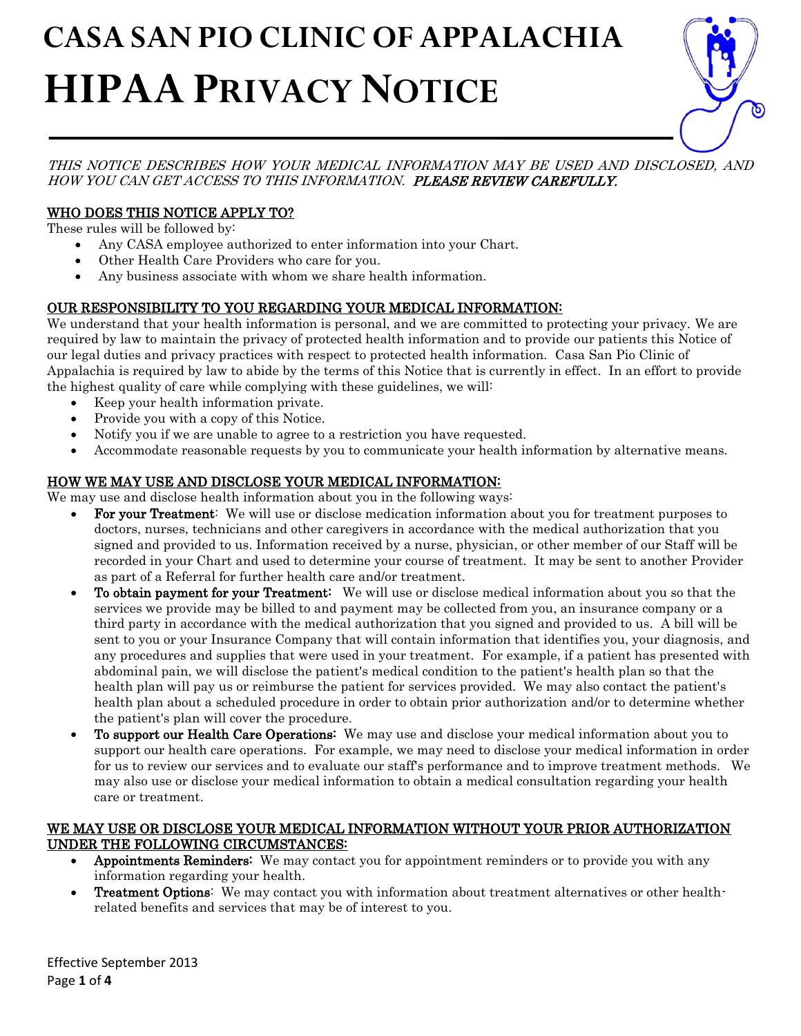# CASA SAN PIO CLINIC OF APPALACHIA

# HIPAA PRIVACY NOTICE

*THIS NOTICE DESCRIBES HOW YOUR MEDICAL INFORMATION MAY BE USED AND DISCLOSED, AND HOW YOU CAN GET ACCESS TO THIS INFORMATION.* ***PLEASE REVIEW CAREFULLY.***

## WHO DOES THIS NOTICE APPLY TO?

These rules will be followed by:

- Any CASA employee authorized to enter information into your Chart.
- Other Health Care Providers who care for you.
- Any business associate with whom we share health information.

## OUR RESPONSIBILITY TO YOU REGARDING YOUR MEDICAL INFORMATION:

We understand that your health information is personal, and we are committed to protecting your privacy. We are required by law to maintain the privacy of protected health information and to provide our patients this Notice of our legal duties and privacy practices with respect to protected health information. Casa San Pio Clinic of Appalachia is required by law to abide by the terms of this Notice that is currently in effect. In an effort to provide the highest quality of care while complying with these guidelines, we will:

- Keep your health information private.
- Provide you with a copy of this Notice.
- Notify you if we are unable to agree to a restriction you have requested.
- Accommodate reasonable requests by you to communicate your health information by alternative means.

## HOW WE MAY USE AND DISCLOSE YOUR MEDICAL INFORMATION:

We may use and disclose health information about you in the following ways:

- **For your Treatment**: We will use or disclose medication information about you for treatment purposes to doctors, nurses, technicians and other caregivers in accordance with the medical authorization that you signed and provided to us. Information received by a nurse, physician, or other member of our Staff will be recorded in your Chart and used to determine your course of treatment. It may be sent to another Provider as part of a Referral for further health care and/or treatment.
- **To obtain payment for your Treatment:** We will use or disclose medical information about you so that the services we provide may be billed to and payment may be collected from you, an insurance company or a third party in accordance with the medical authorization that you signed and provided to us. A bill will be sent to you or your Insurance Company that will contain information that identifies you, your diagnosis, and any procedures and supplies that were used in your treatment. For example, if a patient has presented with abdominal pain, we will disclose the patient's medical condition to the patient's health plan so that the health plan will pay us or reimburse the patient for services provided. We may also contact the patient's health plan about a scheduled procedure in order to obtain prior authorization and/or to determine whether the patient's plan will cover the procedure.
- **To support our Health Care Operations:** We may use and disclose your medical information about you to support our health care operations. For example, we may need to disclose your medical information in order for us to review our services and to evaluate our staff's performance and to improve treatment methods. We may also use or disclose your medical information to obtain a medical consultation regarding your health care or treatment.

## WE MAY USE OR DISCLOSE YOUR MEDICAL INFORMATION WITHOUT YOUR PRIOR AUTHORIZATION UNDER THE FOLLOWING CIRCUMSTANCES:

- **Appointments Reminders:** We may contact you for appointment reminders or to provide you with any information regarding your health.
- **Treatment Options**: We may contact you with information about treatment alternatives or other health-related benefits and services that may be of interest to you.

Effective September 2013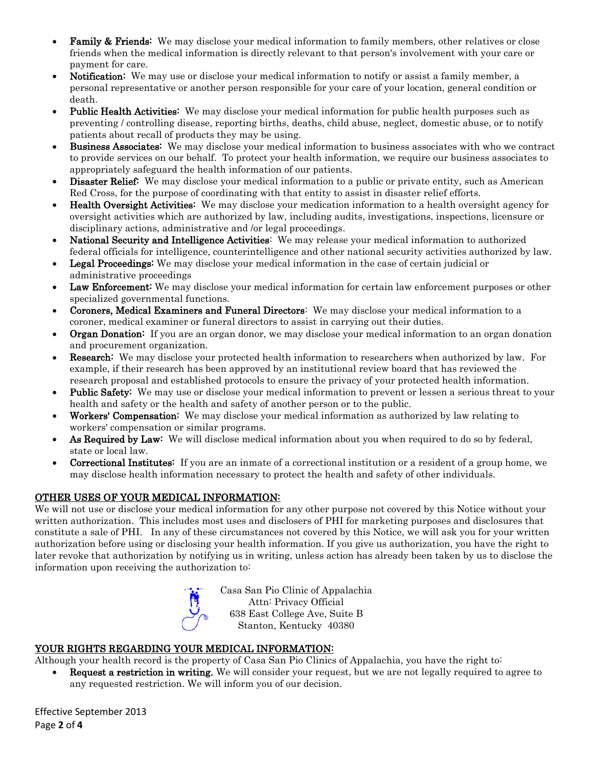- **Family & Friends:** We may disclose your medical information to family members, other relatives or close friends when the medical information is directly relevant to that person's involvement with your care or payment for care.
- **Notification:** We may use or disclose your medical information to notify or assist a family member, a personal representative or another person responsible for your care of your location, general condition or death.
- **Public Health Activities:** We may disclose your medical information for public health purposes such as preventing / controlling disease, reporting births, deaths, child abuse, neglect, domestic abuse, or to notify patients about recall of products they may be using.
- **Business Associates:** We may disclose your medical information to business associates with who we contract to provide services on our behalf. To protect your health information, we require our business associates to appropriately safeguard the health information of our patients.
- **Disaster Relief:** We may disclose your medical information to a public or private entity, such as American Red Cross, for the purpose of coordinating with that entity to assist in disaster relief efforts.
- **Health Oversight Activities:** We may disclose your medication information to a health oversight agency for oversight activities which are authorized by law, including audits, investigations, inspections, licensure or disciplinary actions, administrative and /or legal proceedings.
- **National Security and Intelligence Activities**: We may release your medical information to authorized federal officials for intelligence, counterintelligence and other national security activities authorized by law.
- **Legal Proceedings:** We may disclose your medical information in the case of certain judicial or administrative proceedings
- **Law Enforcement:** We may disclose your medical information for certain law enforcement purposes or other specialized governmental functions.
- **Coroners, Medical Examiners and Funeral Directors**: We may disclose your medical information to a coroner, medical examiner or funeral directors to assist in carrying out their duties.
- **Organ Donation:** If you are an organ donor, we may disclose your medical information to an organ donation and procurement organization.
- **Research:** We may disclose your protected health information to researchers when authorized by law. For example, if their research has been approved by an institutional review board that has reviewed the research proposal and established protocols to ensure the privacy of your protected health information.
- **Public Safety:** We may use or disclose your medical information to prevent or lessen a serious threat to your health and safety or the health and safety of another person or to the public.
- **Workers' Compensation:** We may disclose your medical information as authorized by law relating to workers' compensation or similar programs.
- **As Required by Law:** We will disclose medical information about you when required to do so by federal, state or local law.
- **Correctional Institutes:** If you are an inmate of a correctional institution or a resident of a group home, we may disclose health information necessary to protect the health and safety of other individuals.

## OTHER USES OF YOUR MEDICAL INFORMATION:

We will not use or disclose your medical information for any other purpose not covered by this Notice without your written authorization. This includes most uses and disclosers of PHI for marketing purposes and disclosures that constitute a sale of PHI. In any of these circumstances not covered by this Notice, we will ask you for your written authorization before using or disclosing your health information. If you give us authorization, you have the right to later revoke that authorization by notifying us in writing, unless action has already been taken by us to disclose the information upon receiving the authorization to:

Casa San Pio Clinic of Appalachia
Attn: Privacy Official
638 East College Ave, Suite B
Stanton, Kentucky 40380

## YOUR RIGHTS REGARDING YOUR MEDICAL INFORMATION:

Although your health record is the property of Casa San Pio Clinics of Appalachia, you have the right to:

- **Request a restriction in writing.** We will consider your request, but we are not legally required to agree to any requested restriction. We will inform you of our decision.

Effective September 2013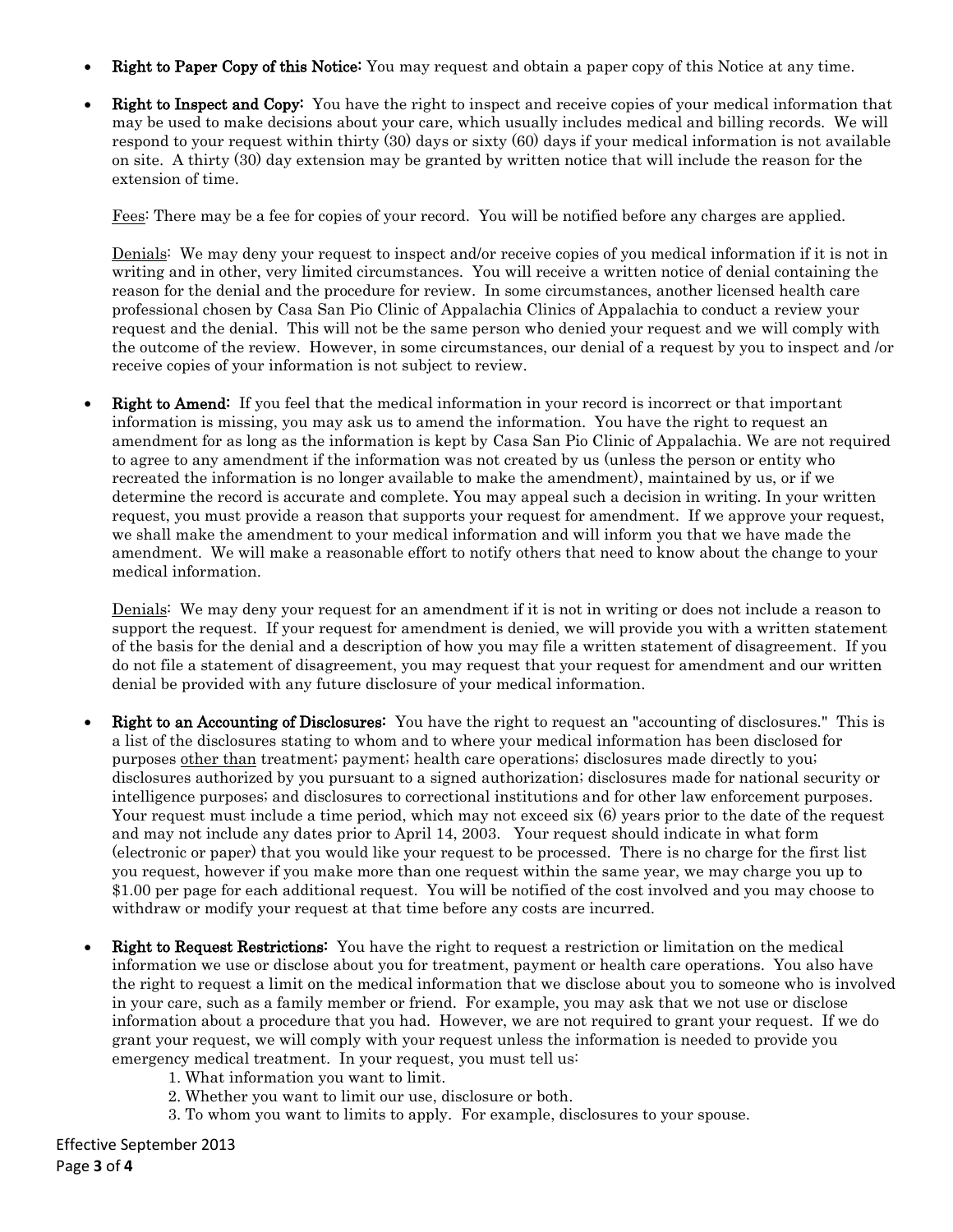- **Right to Paper Copy of this Notice:** You may request and obtain a paper copy of this Notice at any time.

- **Right to Inspect and Copy:** You have the right to inspect and receive copies of your medical information that may be used to make decisions about your care, which usually includes medical and billing records. We will respond to your request within thirty (30) days or sixty (60) days if your medical information is not available on site. A thirty (30) day extension may be granted by written notice that will include the reason for the extension of time.

  Fees: There may be a fee for copies of your record. You will be notified before any charges are applied.

  Denials: We may deny your request to inspect and/or receive copies of you medical information if it is not in writing and in other, very limited circumstances. You will receive a written notice of denial containing the reason for the denial and the procedure for review. In some circumstances, another licensed health care professional chosen by Casa San Pio Clinic of Appalachia Clinics of Appalachia to conduct a review your request and the denial. This will not be the same person who denied your request and we will comply with the outcome of the review. However, in some circumstances, our denial of a request by you to inspect and /or receive copies of your information is not subject to review.

- **Right to Amend:** If you feel that the medical information in your record is incorrect or that important information is missing, you may ask us to amend the information. You have the right to request an amendment for as long as the information is kept by Casa San Pio Clinic of Appalachia. We are not required to agree to any amendment if the information was not created by us (unless the person or entity who recreated the information is no longer available to make the amendment), maintained by us, or if we determine the record is accurate and complete. You may appeal such a decision in writing. In your written request, you must provide a reason that supports your request for amendment. If we approve your request, we shall make the amendment to your medical information and will inform you that we have made the amendment. We will make a reasonable effort to notify others that need to know about the change to your medical information.

  Denials: We may deny your request for an amendment if it is not in writing or does not include a reason to support the request. If your request for amendment is denied, we will provide you with a written statement of the basis for the denial and a description of how you may file a written statement of disagreement. If you do not file a statement of disagreement, you may request that your request for amendment and our written denial be provided with any future disclosure of your medical information.

- **Right to an Accounting of Disclosures:** You have the right to request an "accounting of disclosures." This is a list of the disclosures stating to whom and to where your medical information has been disclosed for purposes other than treatment; payment; health care operations; disclosures made directly to you; disclosures authorized by you pursuant to a signed authorization; disclosures made for national security or intelligence purposes; and disclosures to correctional institutions and for other law enforcement purposes. Your request must include a time period, which may not exceed six (6) years prior to the date of the request and may not include any dates prior to April 14, 2003. Your request should indicate in what form (electronic or paper) that you would like your request to be processed. There is no charge for the first list you request, however if you make more than one request within the same year, we may charge you up to $1.00 per page for each additional request. You will be notified of the cost involved and you may choose to withdraw or modify your request at that time before any costs are incurred.

- **Right to Request Restrictions:** You have the right to request a restriction or limitation on the medical information we use or disclose about you for treatment, payment or health care operations. You also have the right to request a limit on the medical information that we disclose about you to someone who is involved in your care, such as a family member or friend. For example, you may ask that we not use or disclose information about a procedure that you had. However, we are not required to grant your request. If we do grant your request, we will comply with your request unless the information is needed to provide you emergency medical treatment. In your request, you must tell us:
  1. What information you want to limit.
  2. Whether you want to limit our use, disclosure or both.
  3. To whom you want to limits to apply. For example, disclosures to your spouse.

Effective September 2013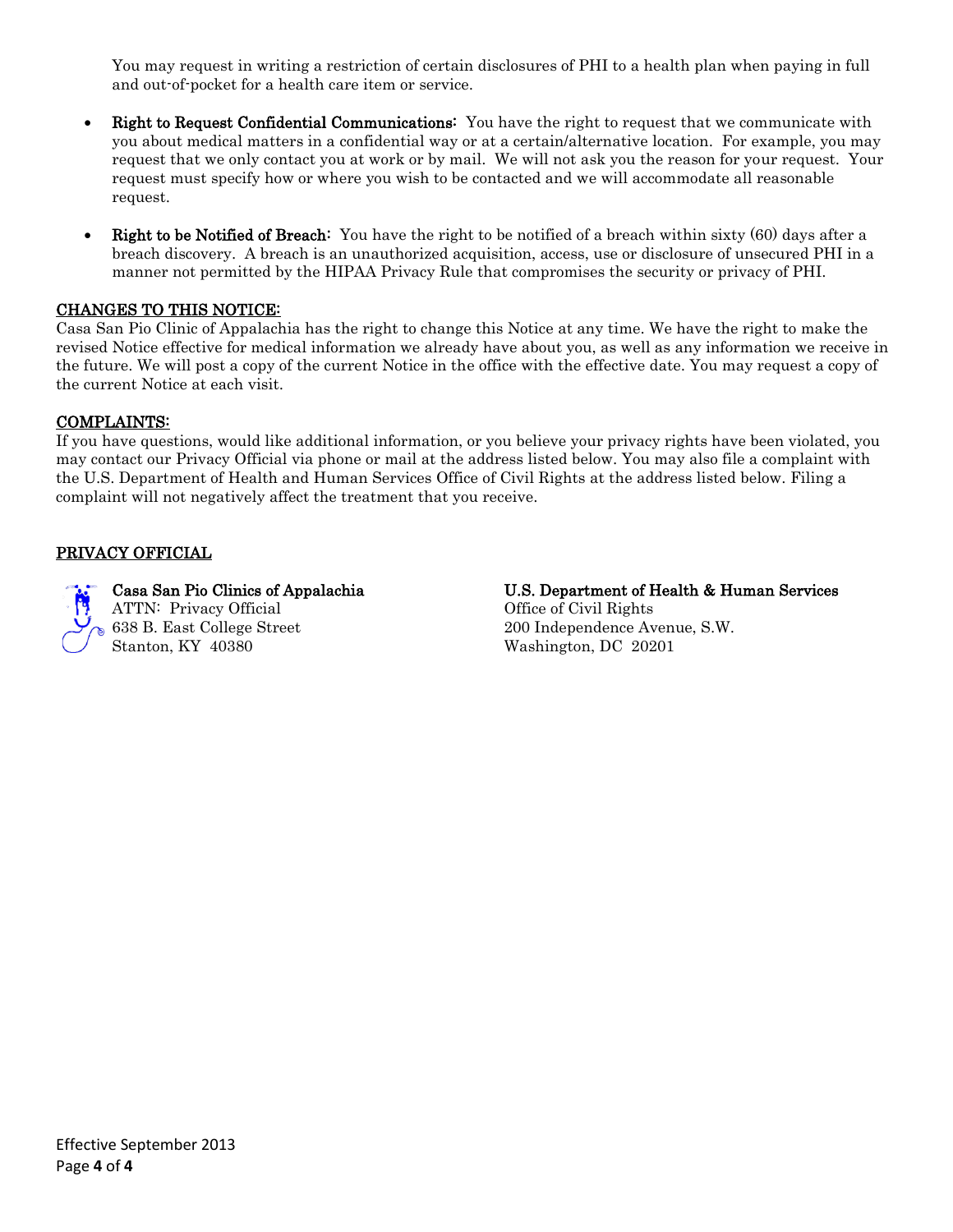You may request in writing a restriction of certain disclosures of PHI to a health plan when paying in full and out-of-pocket for a health care item or service.

- **Right to Request Confidential Communications:** You have the right to request that we communicate with you about medical matters in a confidential way or at a certain/alternative location. For example, you may request that we only contact you at work or by mail. We will not ask you the reason for your request. Your request must specify how or where you wish to be contacted and we will accommodate all reasonable request.

- **Right to be Notified of Breach:** You have the right to be notified of a breach within sixty (60) days after a breach discovery. A breach is an unauthorized acquisition, access, use or disclosure of unsecured PHI in a manner not permitted by the HIPAA Privacy Rule that compromises the security or privacy of PHI.

## CHANGES TO THIS NOTICE:

Casa San Pio Clinic of Appalachia has the right to change this Notice at any time. We have the right to make the revised Notice effective for medical information we already have about you, as well as any information we receive in the future. We will post a copy of the current Notice in the office with the effective date. You may request a copy of the current Notice at each visit.

## COMPLAINTS:

If you have questions, would like additional information, or you believe your privacy rights have been violated, you may contact our Privacy Official via phone or mail at the address listed below. You may also file a complaint with the U.S. Department of Health and Human Services Office of Civil Rights at the address listed below. Filing a complaint will not negatively affect the treatment that you receive.

## PRIVACY OFFICIAL

**Casa San Pio Clinics of Appalachia**
ATTN: Privacy Official
638 B. East College Street
Stanton, KY 40380

**U.S. Department of Health & Human Services**
Office of Civil Rights
200 Independence Avenue, S.W.
Washington, DC 20201

Effective September 2013